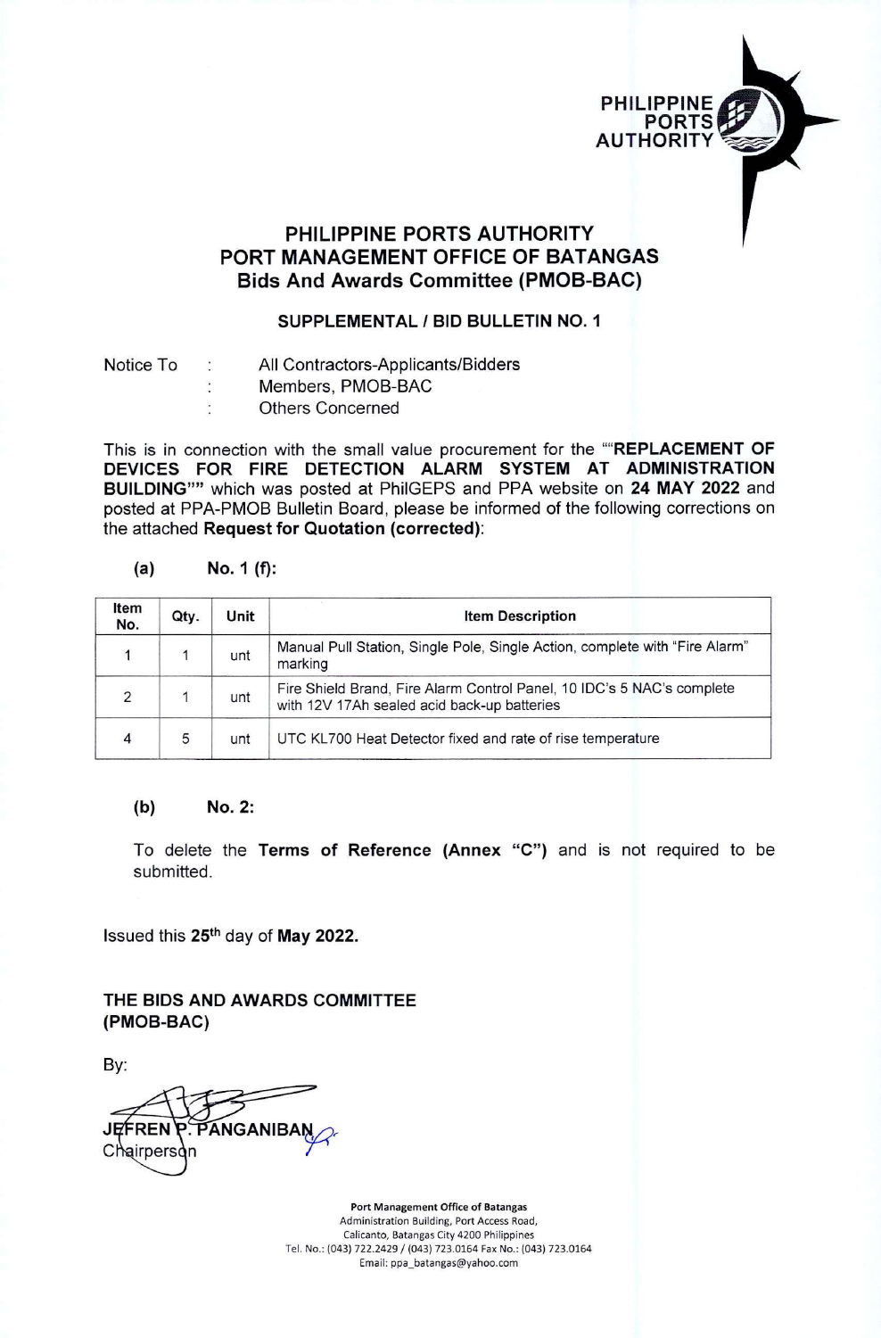PHILIPPINE PORTS AUTHORITY

# PHILIPPINE PORTS AUTHORITY
# PORT MANAGEMENT OFFICE OF BATANGAS
## Bids And Awards Committee (PMOB-BAC)

### SUPPLEMENTAL / BID BULLETIN NO. 1

Notice To : All Contractors-Applicants/Bidders
: Members, PMOB-BAC
: Others Concerned

This is in connection with the small value procurement for the ""**REPLACEMENT OF DEVICES FOR FIRE DETECTION ALARM SYSTEM AT ADMINISTRATION BUILDING**"" which was posted at PhilGEPS and PPA website on **24 MAY 2022** and posted at PPA-PMOB Bulletin Board, please be informed of the following corrections on the attached **Request for Quotation (corrected)**:

**(a) No. 1 (f):**

| Item No. | Qty. | Unit | Item Description |
|---|---|---|---|
| 1 | 1 | unt | Manual Pull Station, Single Pole, Single Action, complete with "Fire Alarm" marking |
| 2 | 1 | unt | Fire Shield Brand, Fire Alarm Control Panel, 10 IDC's 5 NAC's complete with 12V 17Ah sealed acid back-up batteries |
| 4 | 5 | unt | UTC KL700 Heat Detector fixed and rate of rise temperature |

**(b) No. 2:**

To delete the **Terms of Reference (Annex "C")** and is not required to be submitted.

Issued this **25th** day of **May 2022.**

**THE BIDS AND AWARDS COMMITTEE**
**(PMOB-BAC)**

By:

JEFREN P. PANGANIBAN
Chairperson

**Port Management Office of Batangas**
Administration Building, Port Access Road,
Calicanto, Batangas City 4200 Philippines
Tel. No.: (043) 722.2429 / (043) 723.0164 Fax No.: (043) 723.0164
Email: ppa_batangas@yahoo.com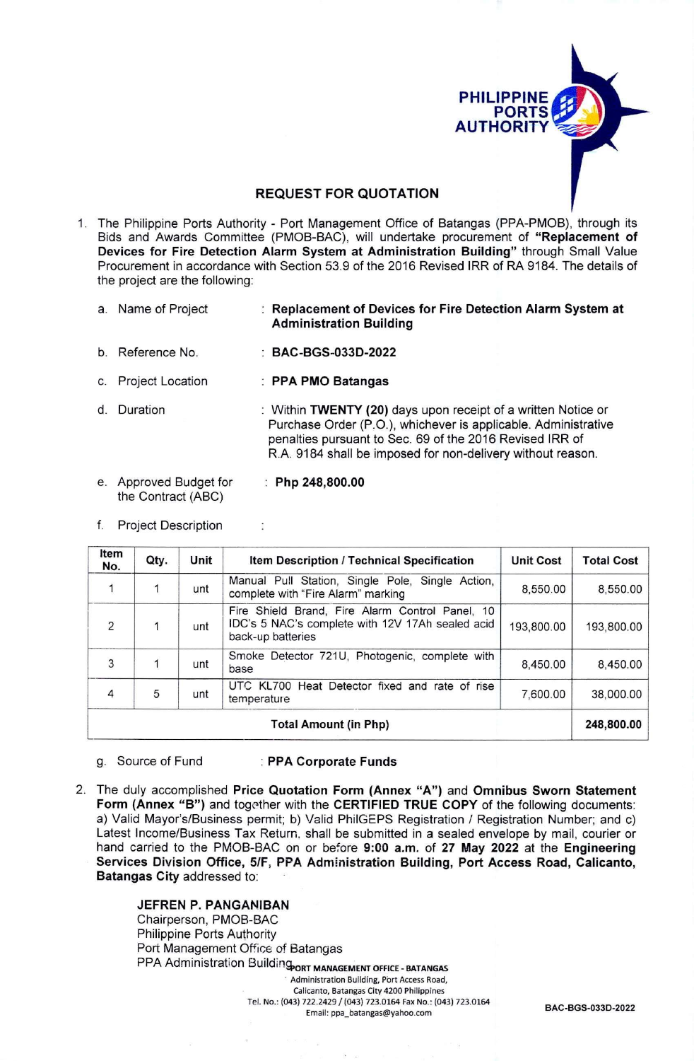PHILIPPINE PORTS AUTHORITY

## REQUEST FOR QUOTATION

1. The Philippine Ports Authority - Port Management Office of Batangas (PPA-PMOB), through its Bids and Awards Committee (PMOB-BAC), will undertake procurement of **"Replacement of Devices for Fire Detection Alarm System at Administration Building"** through Small Value Procurement in accordance with Section 53.9 of the 2016 Revised IRR of RA 9184. The details of the project are the following:

   a. Name of Project : **Replacement of Devices for Fire Detection Alarm System at Administration Building**

   b. Reference No. : **BAC-BGS-033D-2022**

   c. Project Location : **PPA PMO Batangas**

   d. Duration : Within **TWENTY (20)** days upon receipt of a written Notice or Purchase Order (P.O.), whichever is applicable. Administrative penalties pursuant to Sec. 69 of the 2016 Revised IRR of R.A. 9184 shall be imposed for non-delivery without reason.

   e. Approved Budget for the Contract (ABC) : **Php 248,800.00**

   f. Project Description :

| Item No. | Qty. | Unit | Item Description / Technical Specification | Unit Cost | Total Cost |
|---|---|---|---|---|---|
| 1 | 1 | unt | Manual Pull Station, Single Pole, Single Action, complete with "Fire Alarm" marking | 8,550.00 | 8,550.00 |
| 2 | 1 | unt | Fire Shield Brand, Fire Alarm Control Panel, 10 IDC's 5 NAC's complete with 12V 17Ah sealed acid back-up batteries | 193,800.00 | 193,800.00 |
| 3 | 1 | unt | Smoke Detector 721U, Photogenic, complete with base | 8,450.00 | 8,450.00 |
| 4 | 5 | unt | UTC KL700 Heat Detector fixed and rate of rise temperature | 7,600.00 | 38,000.00 |
| **Total Amount (in Php)** | | | | | **248,800.00** |

   g. Source of Fund : **PPA Corporate Funds**

2. The duly accomplished **Price Quotation Form (Annex "A")** and **Omnibus Sworn Statement Form (Annex "B")** and together with the **CERTIFIED TRUE COPY** of the following documents: a) Valid Mayor's/Business permit; b) Valid PhilGEPS Registration / Registration Number; and c) Latest Income/Business Tax Return, shall be submitted in a sealed envelope by mail, courier or hand carried to the PMOB-BAC on or before **9:00 a.m.** of **27 May 2022** at the **Engineering Services Division Office, 5/F, PPA Administration Building, Port Access Road, Calicanto, Batangas City** addressed to:

   **JEFREN P. PANGANIBAN**
   Chairperson, PMOB-BAC
   Philippine Ports Authority
   Port Management Office of Batangas
   PPA Administration Building

**PORT MANAGEMENT OFFICE - BATANGAS**
Administration Building, Port Access Road,
Calicanto, Batangas City 4200 Philippines
Tel. No.: (043) 722.2429 / (043) 723.0164 Fax No.: (043) 723.0164
Email: ppa_batangas@yahoo.com

BAC-BGS-033D-2022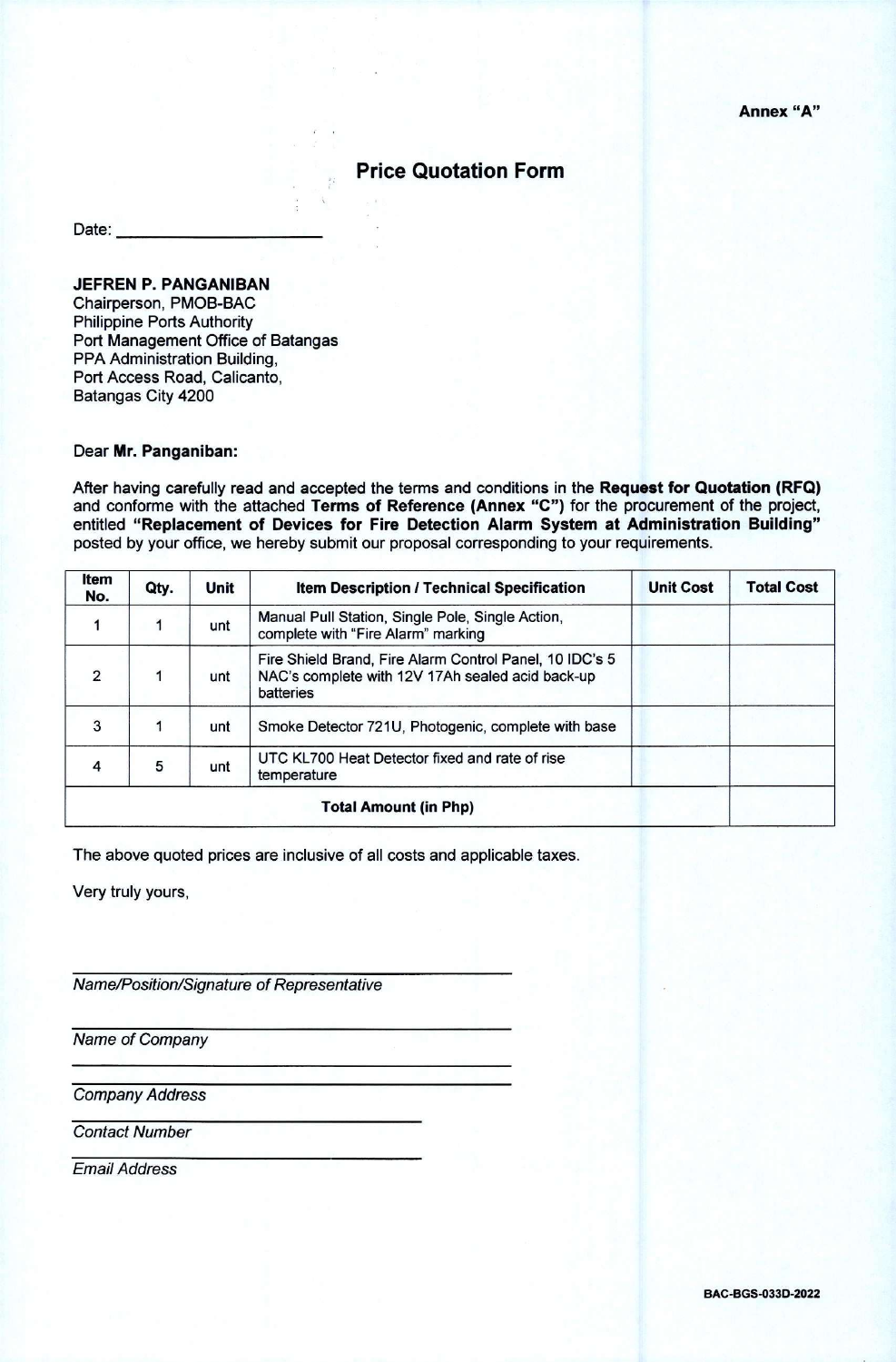Annex "A"

# Price Quotation Form

Date: ____________________

**JEFREN P. PANGANIBAN**
Chairperson, PMOB-BAC
Philippine Ports Authority
Port Management Office of Batangas
PPA Administration Building,
Port Access Road, Calicanto,
Batangas City 4200

Dear **Mr. Panganiban:**

After having carefully read and accepted the terms and conditions in the **Request for Quotation (RFQ)** and conforme with the attached **Terms of Reference (Annex "C")** for the procurement of the project, entitled **"Replacement of Devices for Fire Detection Alarm System at Administration Building"** posted by your office, we hereby submit our proposal corresponding to your requirements.

| Item No. | Qty. | Unit | Item Description / Technical Specification | Unit Cost | Total Cost |
|---|---|---|---|---|---|
| 1 | 1 | unt | Manual Pull Station, Single Pole, Single Action, complete with "Fire Alarm" marking | | |
| 2 | 1 | unt | Fire Shield Brand, Fire Alarm Control Panel, 10 IDC's 5 NAC's complete with 12V 17Ah sealed acid back-up batteries | | |
| 3 | 1 | unt | Smoke Detector 721U, Photogenic, complete with base | | |
| 4 | 5 | unt | UTC KL700 Heat Detector fixed and rate of rise temperature | | |
| **Total Amount (in Php)** | | | | | |

The above quoted prices are inclusive of all costs and applicable taxes.

Very truly yours,

______________________________
*Name/Position/Signature of Representative*

______________________________
*Name of Company*

______________________________

______________________________
*Company Address*

______________________________
*Contact Number*

______________________________
*Email Address*

BAC-BGS-033D-2022